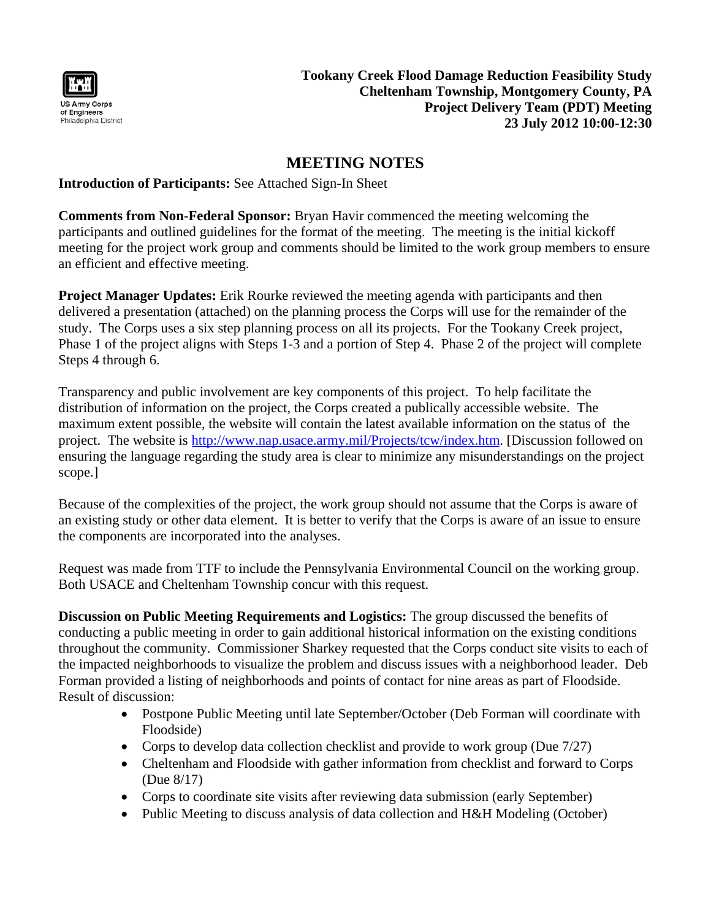US Army Corps of Engineers Philadelphia District

**Tookany Creek Flood Damage Reduction Feasibility Study**
**Cheltenham Township, Montgomery County, PA**
**Project Delivery Team (PDT) Meeting**
**23 July 2012 10:00-12:30**

# MEETING NOTES

**Introduction of Participants:** See Attached Sign-In Sheet

**Comments from Non-Federal Sponsor:** Bryan Havir commenced the meeting welcoming the participants and outlined guidelines for the format of the meeting. The meeting is the initial kickoff meeting for the project work group and comments should be limited to the work group members to ensure an efficient and effective meeting.

**Project Manager Updates:** Erik Rourke reviewed the meeting agenda with participants and then delivered a presentation (attached) on the planning process the Corps will use for the remainder of the study. The Corps uses a six step planning process on all its projects. For the Tookany Creek project, Phase 1 of the project aligns with Steps 1-3 and a portion of Step 4. Phase 2 of the project will complete Steps 4 through 6.

Transparency and public involvement are key components of this project. To help facilitate the distribution of information on the project, the Corps created a publically accessible website. The maximum extent possible, the website will contain the latest available information on the status of the project. The website is http://www.nap.usace.army.mil/Projects/tcw/index.htm. [Discussion followed on ensuring the language regarding the study area is clear to minimize any misunderstandings on the project scope.]

Because of the complexities of the project, the work group should not assume that the Corps is aware of an existing study or other data element. It is better to verify that the Corps is aware of an issue to ensure the components are incorporated into the analyses.

Request was made from TTF to include the Pennsylvania Environmental Council on the working group. Both USACE and Cheltenham Township concur with this request.

**Discussion on Public Meeting Requirements and Logistics:** The group discussed the benefits of conducting a public meeting in order to gain additional historical information on the existing conditions throughout the community. Commissioner Sharkey requested that the Corps conduct site visits to each of the impacted neighborhoods to visualize the problem and discuss issues with a neighborhood leader. Deb Forman provided a listing of neighborhoods and points of contact for nine areas as part of Floodside. Result of discussion:

- Postpone Public Meeting until late September/October (Deb Forman will coordinate with Floodside)
- Corps to develop data collection checklist and provide to work group (Due 7/27)
- Cheltenham and Floodside with gather information from checklist and forward to Corps (Due 8/17)
- Corps to coordinate site visits after reviewing data submission (early September)
- Public Meeting to discuss analysis of data collection and H&H Modeling (October)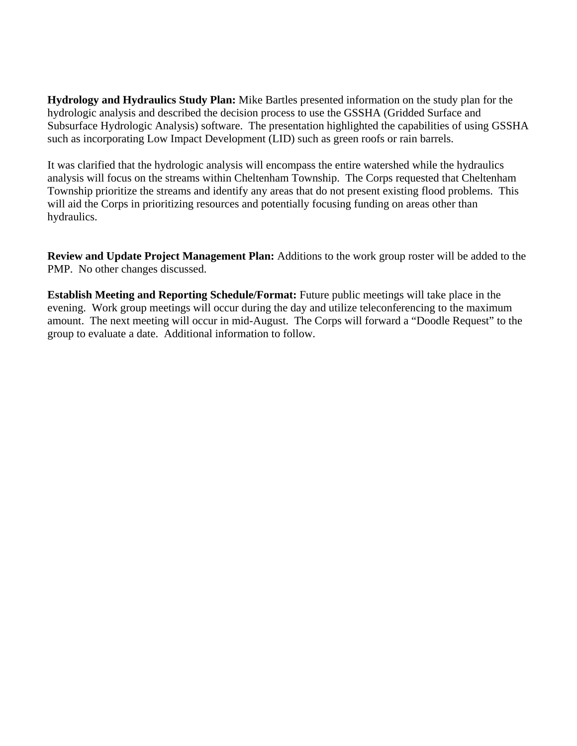**Hydrology and Hydraulics Study Plan:** Mike Bartles presented information on the study plan for the hydrologic analysis and described the decision process to use the GSSHA (Gridded Surface and Subsurface Hydrologic Analysis) software. The presentation highlighted the capabilities of using GSSHA such as incorporating Low Impact Development (LID) such as green roofs or rain barrels.

It was clarified that the hydrologic analysis will encompass the entire watershed while the hydraulics analysis will focus on the streams within Cheltenham Township. The Corps requested that Cheltenham Township prioritize the streams and identify any areas that do not present existing flood problems. This will aid the Corps in prioritizing resources and potentially focusing funding on areas other than hydraulics.

**Review and Update Project Management Plan:** Additions to the work group roster will be added to the PMP. No other changes discussed.

**Establish Meeting and Reporting Schedule/Format:** Future public meetings will take place in the evening. Work group meetings will occur during the day and utilize teleconferencing to the maximum amount. The next meeting will occur in mid-August. The Corps will forward a "Doodle Request" to the group to evaluate a date. Additional information to follow.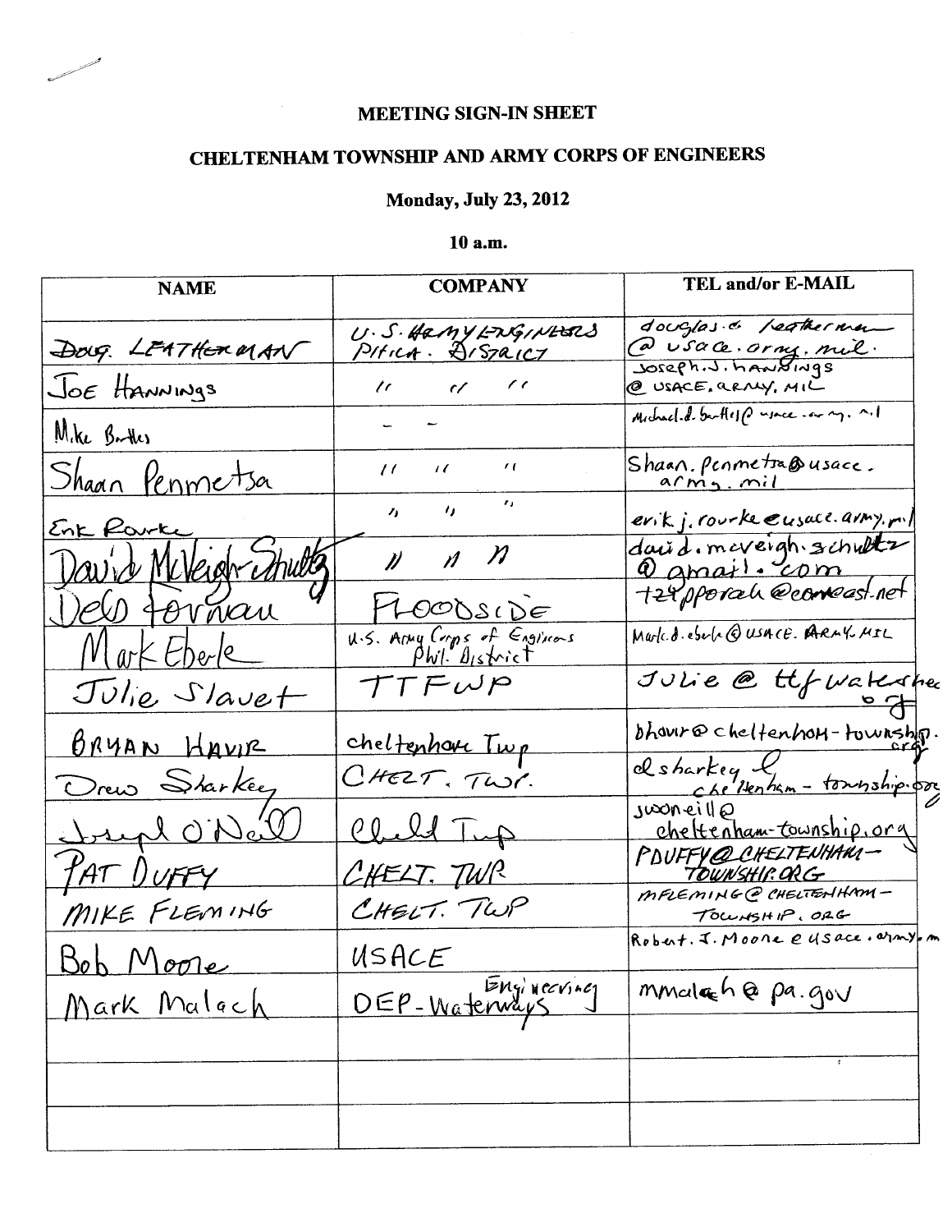**MEETING SIGN-IN SHEET**

**CHELTENHAM TOWNSHIP AND ARMY CORPS OF ENGINEERS**

**Monday, July 23, 2012**

**10 a.m.**

| NAME | COMPANY | TEL and/or E-MAIL |
|---|---|---|
| DOUG. LEATHERMAN | U.S. ARMY ENGINEERS PITTSB. DISTRICT | douglas.c.leatherman@usace.army.mil |
| Joe Hannings | " " " | joseph.j.hannings@USACE.ARMY.MIL |
| Mike Bartles | – – | michael.d.bartles@usace.army.mil |
| Shaan Penmetsa | " " " | Shaan.Penmetsa@usace.army.mil |
| Erik Rourke | " " " | erik.j.rourke@usace.army.mil |
| David McVeigh Schultz | " " " | david.mcveigh.schultz@gmail.com |
| Deb Forman | FLOODSIDE | tzipporah@comcast.net |
| Mark Eberle | U.S. Army Corps of Engineers Phil. District | Mark.d.eberle@USACE.ARMY.MIL |
| Julie Slavet | TTFWP | Julie@ttfwatershed.org |
| BRYAN HAVIR | cheltenham Twp | bhavir@cheltenham-township.org |
| Drew Sharkey | CHELT. TWP. | dsharkey@cheltenham-township.org |
| Joseph O'Neill | Chelt Twp | jooneill@cheltenham-township.org |
| PAT DUFFY | CHELT. TWP. | PDUFFY@CHELTENHAM-TOWNSHIP.ORG |
| MIKE FLEMING | CHELT. TWP | MFLEMING@CHELTENHAM-TOWNSHIP.ORG |
| Bob Moore | USACE | Robert.J.Moore@usace.army.mil |
| Mark Malach | DEP-Waterways Engineering | mmalach@pa.gov |
| | | |
| | | |
| | | |